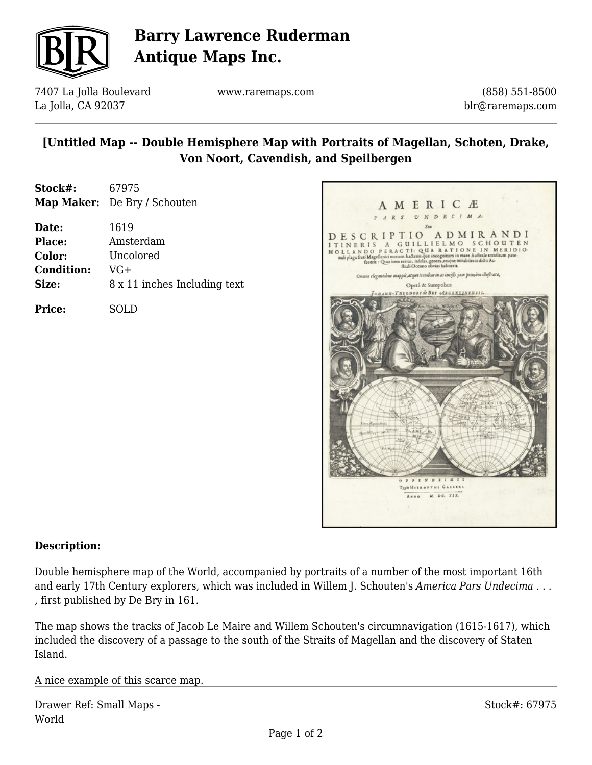# Barry Lawrence Ruderman Antique Maps Inc.

7407 La Jolla Boulevard
La Jolla, CA 92037

www.raremaps.com

(858) 551-8500
blr@raremaps.com

## [Untitled Map -- Double Hemisphere Map with Portraits of Magellan, Schoten, Drake, Von Noort, Cavendish, and Speilbergen

**Stock#:** 67975
**Map Maker:** De Bry / Schouten

**Date:** 1619
**Place:** Amsterdam
**Color:** Uncolored
**Condition:** VG+
**Size:** 8 x 11 inches Including text

**Price:** SOLD

### Description:

Double hemisphere map of the World, accompanied by portraits of a number of the most important 16th and early 17th Century explorers, which was included in Willem J. Schouten's *America Pars Undecima . . .* , first published by De Bry in 161.

The map shows the tracks of Jacob Le Maire and Willem Schouten's circumnavigation (1615-1617), which included the discovery of a passage to the south of the Straits of Magellan and the discovery of Staten Island.

A nice example of this scarce map.

Drawer Ref: Small Maps - World

Stock#: 67975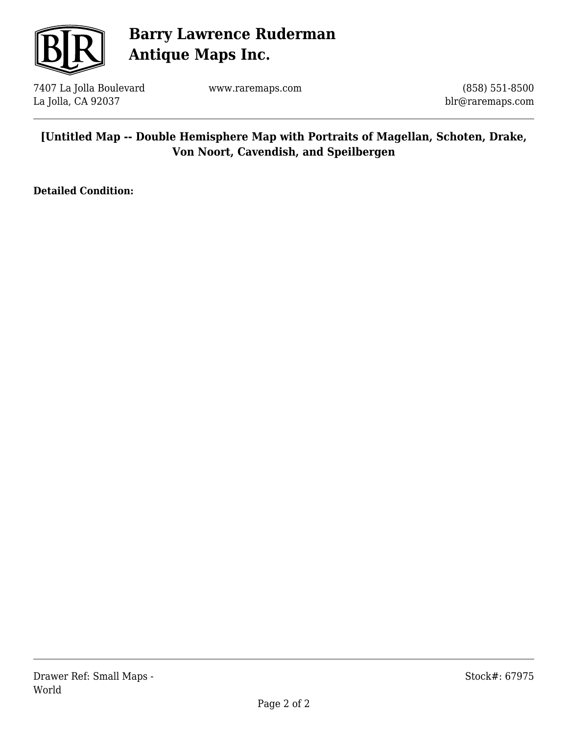**[Untitled Map -- Double Hemisphere Map with Portraits of Magellan, Schoten, Drake, Von Noort, Cavendish, and Speilbergen**

**Detailed Condition:**